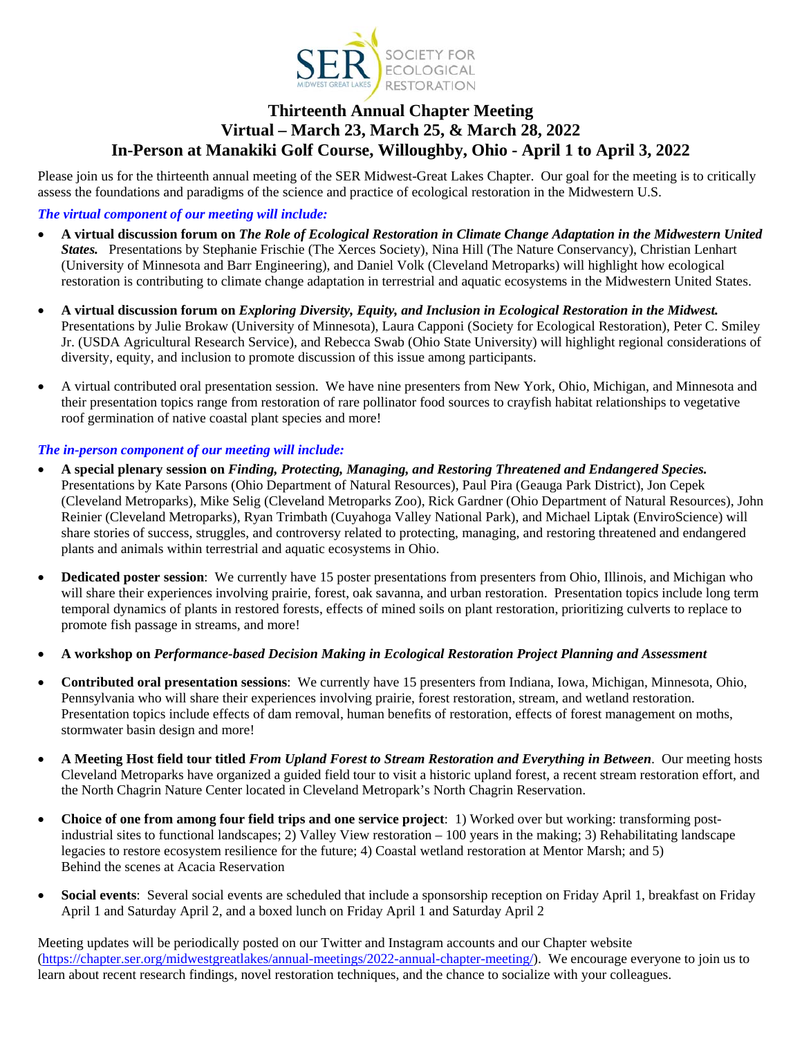SER MIDWEST GREAT LAKES — SOCIETY FOR ECOLOGICAL RESTORATION

# Thirteenth Annual Chapter Meeting
## Virtual – March 23, March 25, & March 28, 2022
## In-Person at Manakiki Golf Course, Willoughby, Ohio - April 1 to April 3, 2022

Please join us for the thirteenth annual meeting of the SER Midwest-Great Lakes Chapter. Our goal for the meeting is to critically assess the foundations and paradigms of the science and practice of ecological restoration in the Midwestern U.S.

***The virtual component of our meeting will include:***

- **A virtual discussion forum on *The Role of Ecological Restoration in Climate Change Adaptation in the Midwestern United States.*** Presentations by Stephanie Frischie (The Xerces Society), Nina Hill (The Nature Conservancy), Christian Lenhart (University of Minnesota and Barr Engineering), and Daniel Volk (Cleveland Metroparks) will highlight how ecological restoration is contributing to climate change adaptation in terrestrial and aquatic ecosystems in the Midwestern United States.
- **A virtual discussion forum on *Exploring Diversity, Equity, and Inclusion in Ecological Restoration in the Midwest.*** Presentations by Julie Brokaw (University of Minnesota), Laura Capponi (Society for Ecological Restoration), Peter C. Smiley Jr. (USDA Agricultural Research Service), and Rebecca Swab (Ohio State University) will highlight regional considerations of diversity, equity, and inclusion to promote discussion of this issue among participants.
- A virtual contributed oral presentation session. We have nine presenters from New York, Ohio, Michigan, and Minnesota and their presentation topics range from restoration of rare pollinator food sources to crayfish habitat relationships to vegetative roof germination of native coastal plant species and more!

***The in-person component of our meeting will include:***

- **A special plenary session on *Finding, Protecting, Managing, and Restoring Threatened and Endangered Species.*** Presentations by Kate Parsons (Ohio Department of Natural Resources), Paul Pira (Geauga Park District), Jon Cepek (Cleveland Metroparks), Mike Selig (Cleveland Metroparks Zoo), Rick Gardner (Ohio Department of Natural Resources), John Reinier (Cleveland Metroparks), Ryan Trimbath (Cuyahoga Valley National Park), and Michael Liptak (EnviroScience) will share stories of success, struggles, and controversy related to protecting, managing, and restoring threatened and endangered plants and animals within terrestrial and aquatic ecosystems in Ohio.
- **Dedicated poster session**: We currently have 15 poster presentations from presenters from Ohio, Illinois, and Michigan who will share their experiences involving prairie, forest, oak savanna, and urban restoration. Presentation topics include long term temporal dynamics of plants in restored forests, effects of mined soils on plant restoration, prioritizing culverts to replace to promote fish passage in streams, and more!
- **A workshop on *Performance-based Decision Making in Ecological Restoration Project Planning and Assessment***
- **Contributed oral presentation sessions**: We currently have 15 presenters from Indiana, Iowa, Michigan, Minnesota, Ohio, Pennsylvania who will share their experiences involving prairie, forest restoration, stream, and wetland restoration. Presentation topics include effects of dam removal, human benefits of restoration, effects of forest management on moths, stormwater basin design and more!
- **A Meeting Host field tour titled *From Upland Forest to Stream Restoration and Everything in Between***. Our meeting hosts Cleveland Metroparks have organized a guided field tour to visit a historic upland forest, a recent stream restoration effort, and the North Chagrin Nature Center located in Cleveland Metropark's North Chagrin Reservation.
- **Choice of one from among four field trips and one service project**: 1) Worked over but working: transforming post-industrial sites to functional landscapes; 2) Valley View restoration – 100 years in the making; 3) Rehabilitating landscape legacies to restore ecosystem resilience for the future; 4) Coastal wetland restoration at Mentor Marsh; and 5) Behind the scenes at Acacia Reservation
- **Social events**: Several social events are scheduled that include a sponsorship reception on Friday April 1, breakfast on Friday April 1 and Saturday April 2, and a boxed lunch on Friday April 1 and Saturday April 2

Meeting updates will be periodically posted on our Twitter and Instagram accounts and our Chapter website (https://chapter.ser.org/midwestgreatlakes/annual-meetings/2022-annual-chapter-meeting/). We encourage everyone to join us to learn about recent research findings, novel restoration techniques, and the chance to socialize with your colleagues.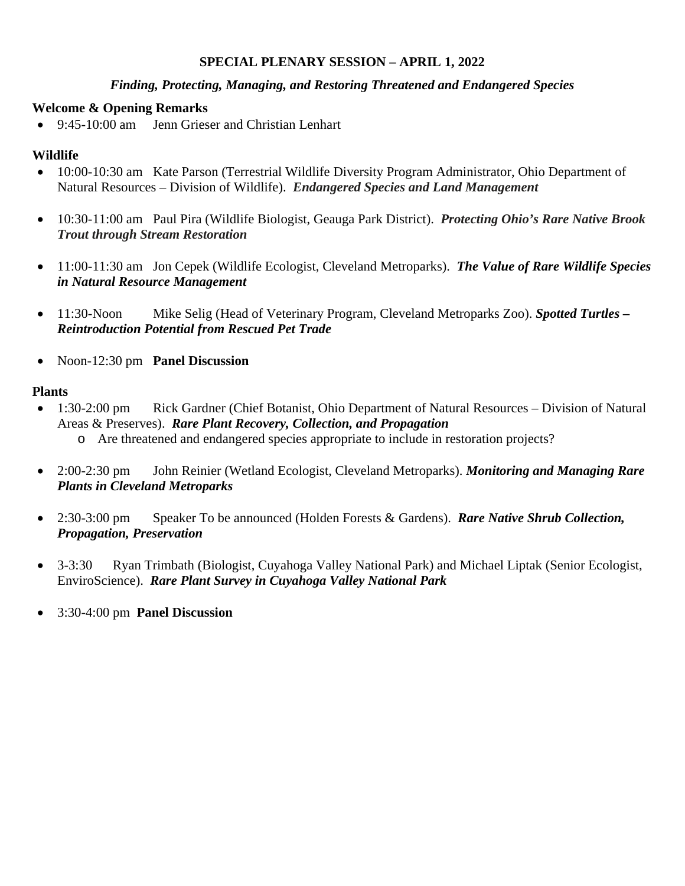## SPECIAL PLENARY SESSION – APRIL 1, 2022

### *Finding, Protecting, Managing, and Restoring Threatened and Endangered Species*

**Welcome & Opening Remarks**

- 9:45-10:00 am Jenn Grieser and Christian Lenhart

**Wildlife**

- 10:00-10:30 am Kate Parson (Terrestrial Wildlife Diversity Program Administrator, Ohio Department of Natural Resources – Division of Wildlife). ***Endangered Species and Land Management***
- 10:30-11:00 am Paul Pira (Wildlife Biologist, Geauga Park District). ***Protecting Ohio's Rare Native Brook Trout through Stream Restoration***
- 11:00-11:30 am Jon Cepek (Wildlife Ecologist, Cleveland Metroparks). ***The Value of Rare Wildlife Species in Natural Resource Management***
- 11:30-Noon Mike Selig (Head of Veterinary Program, Cleveland Metroparks Zoo). ***Spotted Turtles – Reintroduction Potential from Rescued Pet Trade***
- Noon-12:30 pm **Panel Discussion**

**Plants**

- 1:30-2:00 pm Rick Gardner (Chief Botanist, Ohio Department of Natural Resources – Division of Natural Areas & Preserves). ***Rare Plant Recovery, Collection, and Propagation***
  - Are threatened and endangered species appropriate to include in restoration projects?
- 2:00-2:30 pm John Reinier (Wetland Ecologist, Cleveland Metroparks). ***Monitoring and Managing Rare Plants in Cleveland Metroparks***
- 2:30-3:00 pm Speaker To be announced (Holden Forests & Gardens). ***Rare Native Shrub Collection, Propagation, Preservation***
- 3-3:30 Ryan Trimbath (Biologist, Cuyahoga Valley National Park) and Michael Liptak (Senior Ecologist, EnviroScience). ***Rare Plant Survey in Cuyahoga Valley National Park***
- 3:30-4:00 pm **Panel Discussion**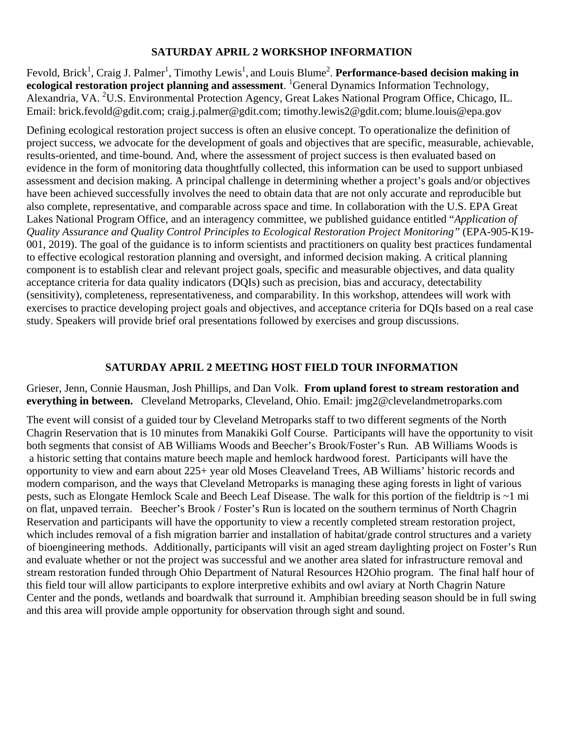## SATURDAY APRIL 2 WORKSHOP INFORMATION

Fevold, Brick[1], Craig J. Palmer[1], Timothy Lewis[1], and Louis Blume[2]. **Performance-based decision making in ecological restoration project planning and assessment**. [1]General Dynamics Information Technology, Alexandria, VA. [2]U.S. Environmental Protection Agency, Great Lakes National Program Office, Chicago, IL. Email: brick.fevold@gdit.com; craig.j.palmer@gdit.com; timothy.lewis2@gdit.com; blume.louis@epa.gov

Defining ecological restoration project success is often an elusive concept. To operationalize the definition of project success, we advocate for the development of goals and objectives that are specific, measurable, achievable, results-oriented, and time-bound. And, where the assessment of project success is then evaluated based on evidence in the form of monitoring data thoughtfully collected, this information can be used to support unbiased assessment and decision making. A principal challenge in determining whether a project's goals and/or objectives have been achieved successfully involves the need to obtain data that are not only accurate and reproducible but also complete, representative, and comparable across space and time. In collaboration with the U.S. EPA Great Lakes National Program Office, and an interagency committee, we published guidance entitled "*Application of Quality Assurance and Quality Control Principles to Ecological Restoration Project Monitoring*" (EPA-905-K19-001, 2019). The goal of the guidance is to inform scientists and practitioners on quality best practices fundamental to effective ecological restoration planning and oversight, and informed decision making. A critical planning component is to establish clear and relevant project goals, specific and measurable objectives, and data quality acceptance criteria for data quality indicators (DQIs) such as precision, bias and accuracy, detectability (sensitivity), completeness, representativeness, and comparability. In this workshop, attendees will work with exercises to practice developing project goals and objectives, and acceptance criteria for DQIs based on a real case study. Speakers will provide brief oral presentations followed by exercises and group discussions.

## SATURDAY APRIL 2 MEETING HOST FIELD TOUR INFORMATION

Grieser, Jenn, Connie Hausman, Josh Phillips, and Dan Volk. **From upland forest to stream restoration and everything in between.** Cleveland Metroparks, Cleveland, Ohio. Email: jmg2@clevelandmetroparks.com

The event will consist of a guided tour by Cleveland Metroparks staff to two different segments of the North Chagrin Reservation that is 10 minutes from Manakiki Golf Course. Participants will have the opportunity to visit both segments that consist of AB Williams Woods and Beecher's Brook/Foster's Run. AB Williams Woods is a historic setting that contains mature beech maple and hemlock hardwood forest. Participants will have the opportunity to view and earn about 225+ year old Moses Cleaveland Trees, AB Williams' historic records and modern comparison, and the ways that Cleveland Metroparks is managing these aging forests in light of various pests, such as Elongate Hemlock Scale and Beech Leaf Disease. The walk for this portion of the fieldtrip is ~1 mi on flat, unpaved terrain. Beecher's Brook / Foster's Run is located on the southern terminus of North Chagrin Reservation and participants will have the opportunity to view a recently completed stream restoration project, which includes removal of a fish migration barrier and installation of habitat/grade control structures and a variety of bioengineering methods. Additionally, participants will visit an aged stream daylighting project on Foster's Run and evaluate whether or not the project was successful and we another area slated for infrastructure removal and stream restoration funded through Ohio Department of Natural Resources H2Ohio program. The final half hour of this field tour will allow participants to explore interpretive exhibits and owl aviary at North Chagrin Nature Center and the ponds, wetlands and boardwalk that surround it. Amphibian breeding season should be in full swing and this area will provide ample opportunity for observation through sight and sound.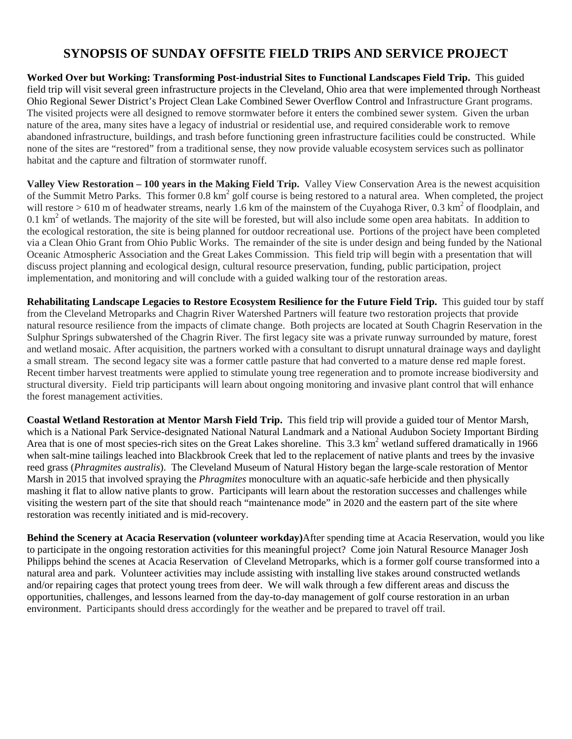# SYNOPSIS OF SUNDAY OFFSITE FIELD TRIPS AND SERVICE PROJECT

**Worked Over but Working: Transforming Post-industrial Sites to Functional Landscapes Field Trip.** This guided field trip will visit several green infrastructure projects in the Cleveland, Ohio area that were implemented through Northeast Ohio Regional Sewer District's Project Clean Lake Combined Sewer Overflow Control and Infrastructure Grant programs. The visited projects were all designed to remove stormwater before it enters the combined sewer system. Given the urban nature of the area, many sites have a legacy of industrial or residential use, and required considerable work to remove abandoned infrastructure, buildings, and trash before functioning green infrastructure facilities could be constructed. While none of the sites are "restored" from a traditional sense, they now provide valuable ecosystem services such as pollinator habitat and the capture and filtration of stormwater runoff.

**Valley View Restoration – 100 years in the Making Field Trip.** Valley View Conservation Area is the newest acquisition of the Summit Metro Parks. This former 0.8 $km^2$ golf course is being restored to a natural area. When completed, the project will restore > 610 m of headwater streams, nearly 1.6 km of the mainstem of the Cuyahoga River, 0.3 $km^2$ of floodplain, and 0.1 $km^2$ of wetlands. The majority of the site will be forested, but will also include some open area habitats. In addition to the ecological restoration, the site is being planned for outdoor recreational use. Portions of the project have been completed via a Clean Ohio Grant from Ohio Public Works. The remainder of the site is under design and being funded by the National Oceanic Atmospheric Association and the Great Lakes Commission. This field trip will begin with a presentation that will discuss project planning and ecological design, cultural resource preservation, funding, public participation, project implementation, and monitoring and will conclude with a guided walking tour of the restoration areas.

**Rehabilitating Landscape Legacies to Restore Ecosystem Resilience for the Future Field Trip.** This guided tour by staff from the Cleveland Metroparks and Chagrin River Watershed Partners will feature two restoration projects that provide natural resource resilience from the impacts of climate change. Both projects are located at South Chagrin Reservation in the Sulphur Springs subwatershed of the Chagrin River. The first legacy site was a private runway surrounded by mature, forest and wetland mosaic. After acquisition, the partners worked with a consultant to disrupt unnatural drainage ways and daylight a small stream. The second legacy site was a former cattle pasture that had converted to a mature dense red maple forest. Recent timber harvest treatments were applied to stimulate young tree regeneration and to promote increase biodiversity and structural diversity. Field trip participants will learn about ongoing monitoring and invasive plant control that will enhance the forest management activities.

**Coastal Wetland Restoration at Mentor Marsh Field Trip.** This field trip will provide a guided tour of Mentor Marsh, which is a National Park Service-designated National Natural Landmark and a National Audubon Society Important Birding Area that is one of most species-rich sites on the Great Lakes shoreline. This 3.3 $km^2$ wetland suffered dramatically in 1966 when salt-mine tailings leached into Blackbrook Creek that led to the replacement of native plants and trees by the invasive reed grass (*Phragmites australis*). The Cleveland Museum of Natural History began the large-scale restoration of Mentor Marsh in 2015 that involved spraying the *Phragmites* monoculture with an aquatic-safe herbicide and then physically mashing it flat to allow native plants to grow. Participants will learn about the restoration successes and challenges while visiting the western part of the site that should reach "maintenance mode" in 2020 and the eastern part of the site where restoration was recently initiated and is mid-recovery.

**Behind the Scenery at Acacia Reservation (volunteer workday)** After spending time at Acacia Reservation, would you like to participate in the ongoing restoration activities for this meaningful project? Come join Natural Resource Manager Josh Philipps behind the scenes at Acacia Reservation of Cleveland Metroparks, which is a former golf course transformed into a natural area and park. Volunteer activities may include assisting with installing live stakes around constructed wetlands and/or repairing cages that protect young trees from deer. We will walk through a few different areas and discuss the opportunities, challenges, and lessons learned from the day-to-day management of golf course restoration in an urban environment. Participants should dress accordingly for the weather and be prepared to travel off trail.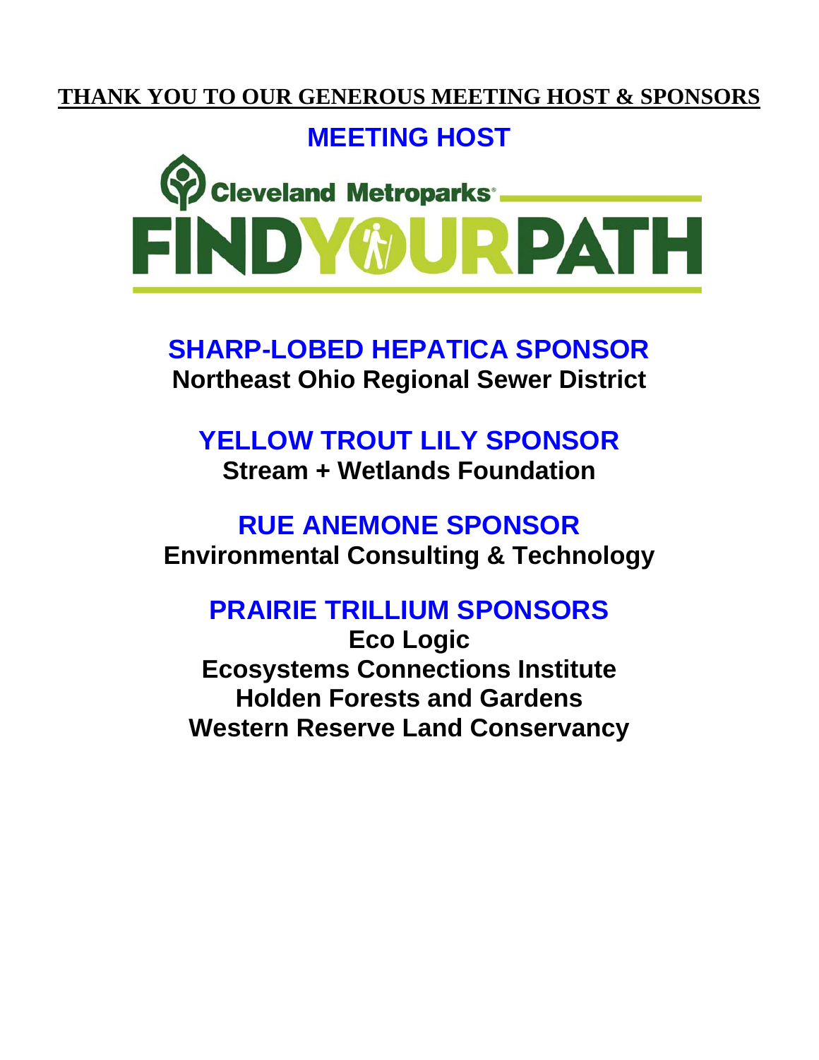# THANK YOU TO OUR GENEROUS MEETING HOST & SPONSORS

## MEETING HOST

Cleveland Metroparks
FINDYOURPATH

## SHARP-LOBED HEPATICA SPONSOR

**Northeast Ohio Regional Sewer District**

## YELLOW TROUT LILY SPONSOR

**Stream + Wetlands Foundation**

## RUE ANEMONE SPONSOR

**Environmental Consulting & Technology**

## PRAIRIE TRILLIUM SPONSORS

**Eco Logic**
**Ecosystems Connections Institute**
**Holden Forests and Gardens**
**Western Reserve Land Conservancy**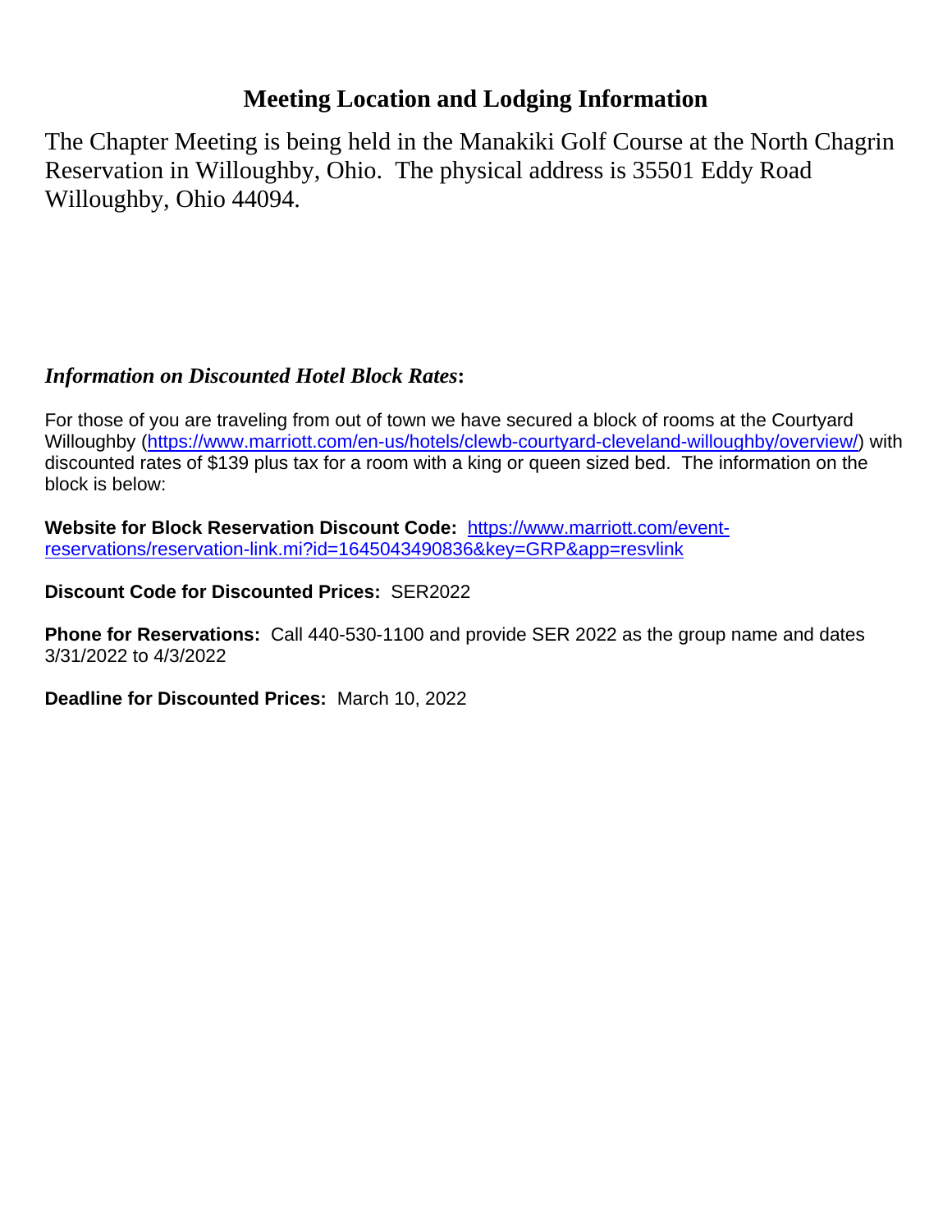# Meeting Location and Lodging Information

The Chapter Meeting is being held in the Manakiki Golf Course at the North Chagrin Reservation in Willoughby, Ohio. The physical address is 35501 Eddy Road Willoughby, Ohio 44094.

***Information on Discounted Hotel Block Rates*:**

For those of you are traveling from out of town we have secured a block of rooms at the Courtyard Willoughby (https://www.marriott.com/en-us/hotels/clewb-courtyard-cleveland-willoughby/overview/) with discounted rates of $139 plus tax for a room with a king or queen sized bed. The information on the block is below:

**Website for Block Reservation Discount Code:** https://www.marriott.com/event-reservations/reservation-link.mi?id=1645043490836&key=GRP&app=resvlink

**Discount Code for Discounted Prices:** SER2022

**Phone for Reservations:** Call 440-530-1100 and provide SER 2022 as the group name and dates 3/31/2022 to 4/3/2022

**Deadline for Discounted Prices:** March 10, 2022